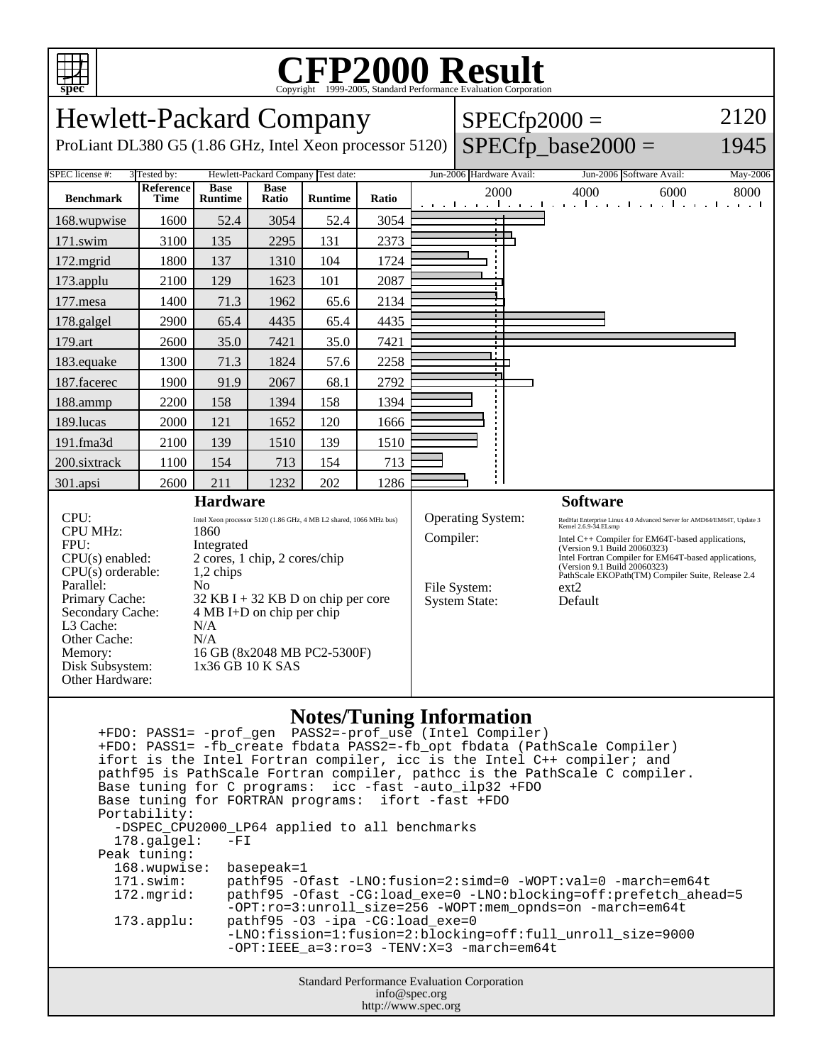# CFP2000 Result

Copyright 1999-2005, Standard Performance Evaluation Corporation

## Hewlett-Packard Company

ProLiant DL380 G5 (1.86 GHz, Intel Xeon processor 5120)

SPECfp2000 = 2120

SPECfp_base2000 = 1945

SPEC license #: 3 | Tested by: Hewlett-Packard Company | Test date: Jun-2006 | Hardware Avail: Jun-2006 | Software Avail: May-2006

| Benchmark | Reference Time | Base Runtime | Base Ratio | Runtime | Ratio |
|---|---|---|---|---|---|
| 168.wupwise | 1600 | 52.4 | 3054 | 52.4 | 3054 |
| 171.swim | 3100 | 135 | 2295 | 131 | 2373 |
| 172.mgrid | 1800 | 137 | 1310 | 104 | 1724 |
| 173.applu | 2100 | 129 | 1623 | 101 | 2087 |
| 177.mesa | 1400 | 71.3 | 1962 | 65.6 | 2134 |
| 178.galgel | 2900 | 65.4 | 4435 | 65.4 | 4435 |
| 179.art | 2600 | 35.0 | 7421 | 35.0 | 7421 |
| 183.equake | 1300 | 71.3 | 1824 | 57.6 | 2258 |
| 187.facerec | 1900 | 91.9 | 2067 | 68.1 | 2792 |
| 188.ammp | 2200 | 158 | 1394 | 158 | 1394 |
| 189.lucas | 2000 | 121 | 1652 | 120 | 1666 |
| 191.fma3d | 2100 | 139 | 1510 | 139 | 1510 |
| 200.sixtrack | 1100 | 154 | 713 | 154 | 713 |
| 301.apsi | 2600 | 211 | 1232 | 202 | 1286 |

### Hardware

| | |
|---|---|
| CPU: | Intel Xeon processor 5120 (1.86 GHz, 4 MB L2 shared, 1066 MHz bus) |
| CPU MHz: | 1860 |
| FPU: | Integrated |
| CPU(s) enabled: | 2 cores, 1 chip, 2 cores/chip |
| CPU(s) orderable: | 1,2 chips |
| Parallel: | No |
| Primary Cache: | 32 KB I + 32 KB D on chip per core |
| Secondary Cache: | 4 MB I+D on chip per chip |
| L3 Cache: | N/A |
| Other Cache: | N/A |
| Memory: | 16 GB (8x2048 MB PC2-5300F) |
| Disk Subsystem: | 1x36 GB 10 K SAS |
| Other Hardware: | |

### Software

| | |
|---|---|
| Operating System: | RedHat Enterprise Linux 4.0 Advanced Server for AMD64/EM64T, Update 3 Kernel 2.6.9-34.ELsmp |
| Compiler: | Intel C++ Compiler for EM64T-based applications, (Version 9.1 Build 20060323) Intel Fortran Compiler for EM64T-based applications, (Version 9.1 Build 20060323) PathScale EKOPath(TM) Compiler Suite, Release 2.4 |
| File System: | ext2 |
| System State: | Default |

### Notes/Tuning Information

```
+FDO: PASS1= -prof_gen  PASS2=-prof_use (Intel Compiler)
+FDO: PASS1= -fb_create fbdata PASS2=-fb_opt fbdata (PathScale Compiler)
ifort is the Intel Fortran compiler, icc is the Intel C++ compiler; and
pathf95 is PathScale Fortran compiler, pathcc is the PathScale C compiler.
Base tuning for C programs:  icc -fast -auto_ilp32 +FDO
Base tuning for FORTRAN programs:  ifort -fast +FDO
Portability:
  -DSPEC_CPU2000_LP64 applied to all benchmarks
  178.galgel:   -FI
Peak tuning:
  168.wupwise:  basepeak=1
  171.swim:     pathf95 -Ofast -LNO:fusion=2:simd=0 -WOPT:val=0 -march=em64t
  172.mgrid:    pathf95 -Ofast -CG:load_exe=0 -LNO:blocking=off:prefetch_ahead=5
                -OPT:ro=3:unroll_size=256 -WOPT:mem_opnds=on -march=em64t
  173.applu:    pathf95 -O3 -ipa -CG:load_exe=0
                -LNO:fission=1:fusion=2:blocking=off:full_unroll_size=9000
                -OPT:IEEE_a=3:ro=3 -TENV:X=3 -march=em64t
```

Standard Performance Evaluation Corporation
info@spec.org
http://www.spec.org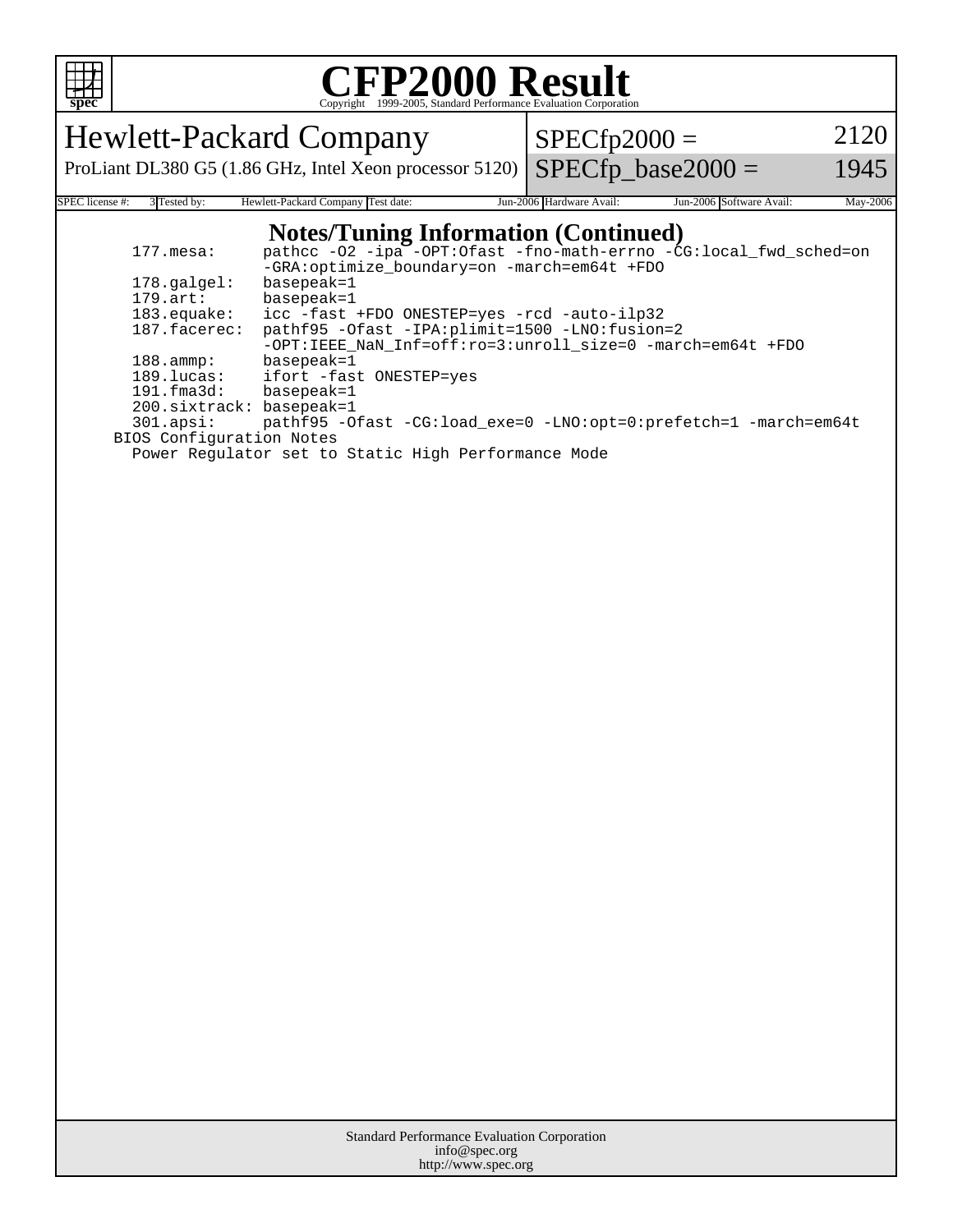# CFP2000 Result

Copyright 1999-2005, Standard Performance Evaluation Corporation

## Hewlett-Packard Company

ProLiant DL380 G5 (1.86 GHz, Intel Xeon processor 5120)

SPECfp2000 = 2120

SPECfp_base2000 = 1945

| SPEC license #: | 3 | Tested by: | Hewlett-Packard Company | Test date: | Jun-2006 | Hardware Avail: | Jun-2006 | Software Avail: | May-2006 |
|---|---|---|---|---|---|---|---|---|---|

### Notes/Tuning Information (Continued)

```
177.mesa:      pathcc -O2 -ipa -OPT:Ofast -fno-math-errno -CG:local_fwd_sched=on
               -GRA:optimize_boundary=on -march=em64t +FDO
178.galgel:    basepeak=1
179.art:       basepeak=1
183.equake:    icc -fast +FDO ONESTEP=yes -rcd -auto-ilp32
187.facerec:   pathf95 -Ofast -IPA:plimit=1500 -LNO:fusion=2
               -OPT:IEEE_NaN_Inf=off:ro=3:unroll_size=0 -march=em64t +FDO
188.ammp:      basepeak=1
189.lucas:     ifort -fast ONESTEP=yes
191.fma3d:     basepeak=1
200.sixtrack:  basepeak=1
301.apsi:      pathf95 -Ofast -CG:load_exe=0 -LNO:opt=0:prefetch=1 -march=em64t
BIOS Configuration Notes
 Power Regulator set to Static High Performance Mode
```

Standard Performance Evaluation Corporation
info@spec.org
http://www.spec.org